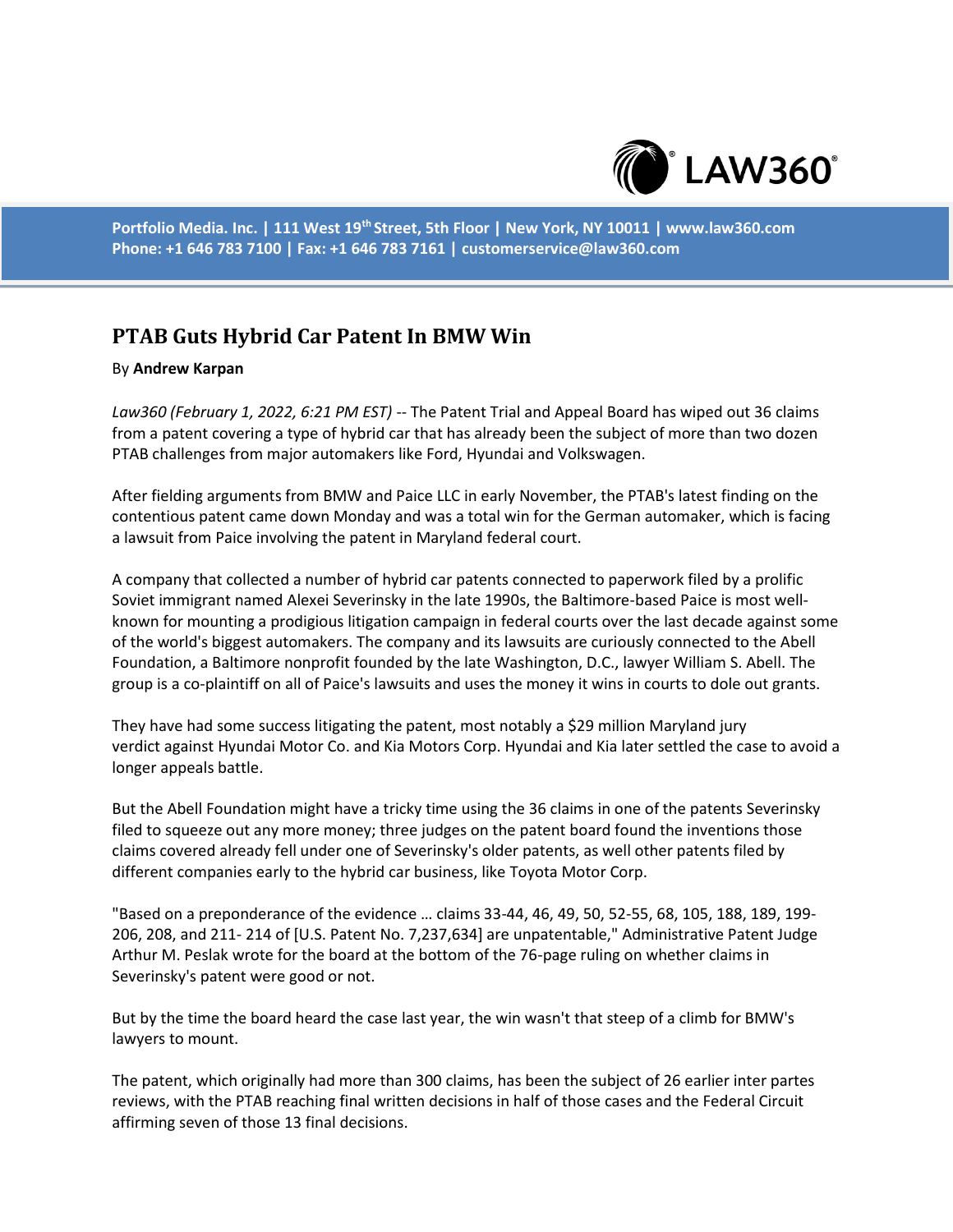Portfolio Media. Inc. | 111 West 19th Street, 5th Floor | New York, NY 10011 | www.law360.com
Phone: +1 646 783 7100 | Fax: +1 646 783 7161 | customerservice@law360.com

# PTAB Guts Hybrid Car Patent In BMW Win

By **Andrew Karpan**

*Law360 (February 1, 2022, 6:21 PM EST)* -- The Patent Trial and Appeal Board has wiped out 36 claims from a patent covering a type of hybrid car that has already been the subject of more than two dozen PTAB challenges from major automakers like Ford, Hyundai and Volkswagen.

After fielding arguments from BMW and Paice LLC in early November, the PTAB's latest finding on the contentious patent came down Monday and was a total win for the German automaker, which is facing a lawsuit from Paice involving the patent in Maryland federal court.

A company that collected a number of hybrid car patents connected to paperwork filed by a prolific Soviet immigrant named Alexei Severinsky in the late 1990s, the Baltimore-based Paice is most well-known for mounting a prodigious litigation campaign in federal courts over the last decade against some of the world's biggest automakers. The company and its lawsuits are curiously connected to the Abell Foundation, a Baltimore nonprofit founded by the late Washington, D.C., lawyer William S. Abell. The group is a co-plaintiff on all of Paice's lawsuits and uses the money it wins in courts to dole out grants.

They have had some success litigating the patent, most notably a $29 million Maryland jury verdict against Hyundai Motor Co. and Kia Motors Corp. Hyundai and Kia later settled the case to avoid a longer appeals battle.

But the Abell Foundation might have a tricky time using the 36 claims in one of the patents Severinsky filed to squeeze out any more money; three judges on the patent board found the inventions those claims covered already fell under one of Severinsky's older patents, as well other patents filed by different companies early to the hybrid car business, like Toyota Motor Corp.

"Based on a preponderance of the evidence … claims 33-44, 46, 49, 50, 52-55, 68, 105, 188, 189, 199-206, 208, and 211- 214 of [U.S. Patent No. 7,237,634] are unpatentable," Administrative Patent Judge Arthur M. Peslak wrote for the board at the bottom of the 76-page ruling on whether claims in Severinsky's patent were good or not.

But by the time the board heard the case last year, the win wasn't that steep of a climb for BMW's lawyers to mount.

The patent, which originally had more than 300 claims, has been the subject of 26 earlier inter partes reviews, with the PTAB reaching final written decisions in half of those cases and the Federal Circuit affirming seven of those 13 final decisions.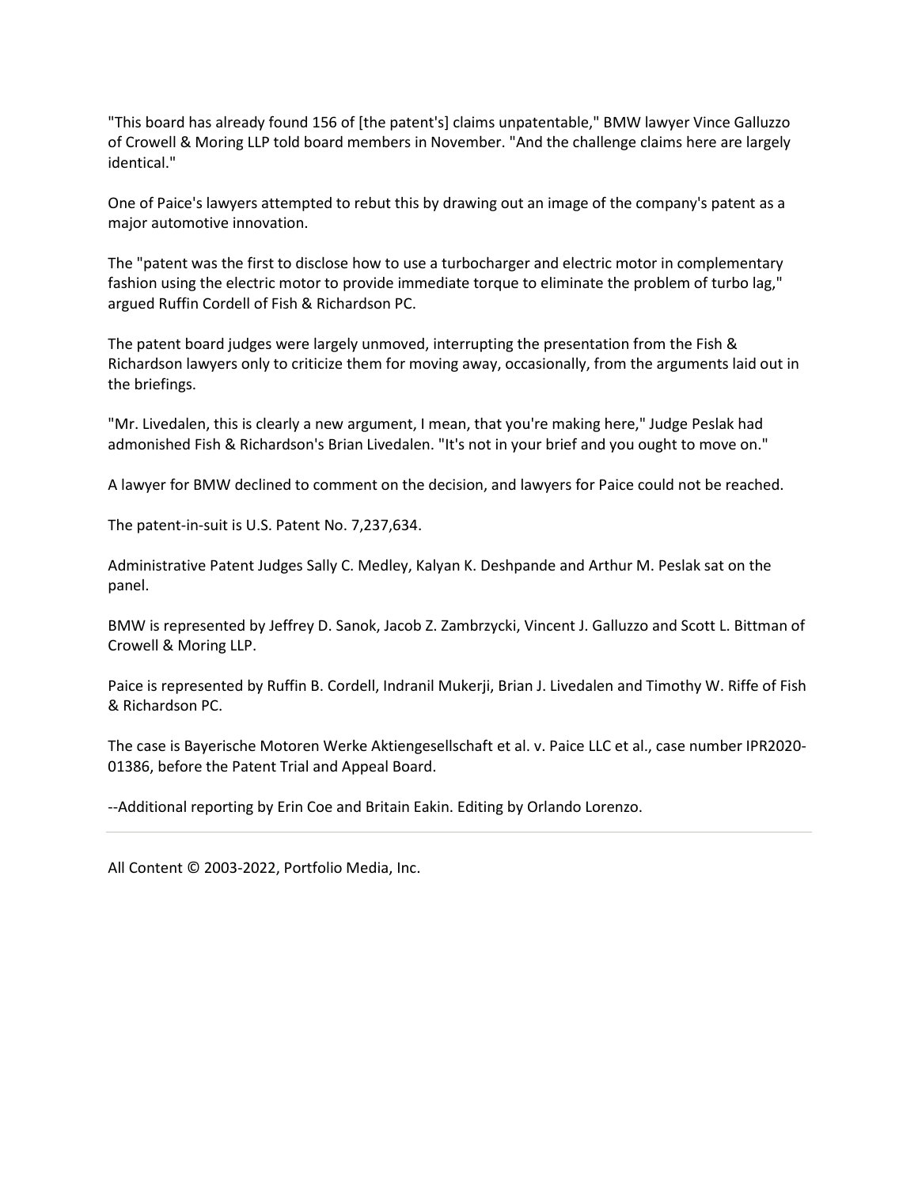"This board has already found 156 of [the patent's] claims unpatentable," BMW lawyer Vince Galluzzo of Crowell & Moring LLP told board members in November. "And the challenge claims here are largely identical."

One of Paice's lawyers attempted to rebut this by drawing out an image of the company's patent as a major automotive innovation.

The "patent was the first to disclose how to use a turbocharger and electric motor in complementary fashion using the electric motor to provide immediate torque to eliminate the problem of turbo lag," argued Ruffin Cordell of Fish & Richardson PC.

The patent board judges were largely unmoved, interrupting the presentation from the Fish & Richardson lawyers only to criticize them for moving away, occasionally, from the arguments laid out in the briefings.

"Mr. Livedalen, this is clearly a new argument, I mean, that you're making here," Judge Peslak had admonished Fish & Richardson's Brian Livedalen. "It's not in your brief and you ought to move on."

A lawyer for BMW declined to comment on the decision, and lawyers for Paice could not be reached.

The patent-in-suit is U.S. Patent No. 7,237,634.

Administrative Patent Judges Sally C. Medley, Kalyan K. Deshpande and Arthur M. Peslak sat on the panel.

BMW is represented by Jeffrey D. Sanok, Jacob Z. Zambrzycki, Vincent J. Galluzzo and Scott L. Bittman of Crowell & Moring LLP.

Paice is represented by Ruffin B. Cordell, Indranil Mukerji, Brian J. Livedalen and Timothy W. Riffe of Fish & Richardson PC.

The case is Bayerische Motoren Werke Aktiengesellschaft et al. v. Paice LLC et al., case number IPR2020-01386, before the Patent Trial and Appeal Board.

--Additional reporting by Erin Coe and Britain Eakin. Editing by Orlando Lorenzo.

---

All Content © 2003-2022, Portfolio Media, Inc.